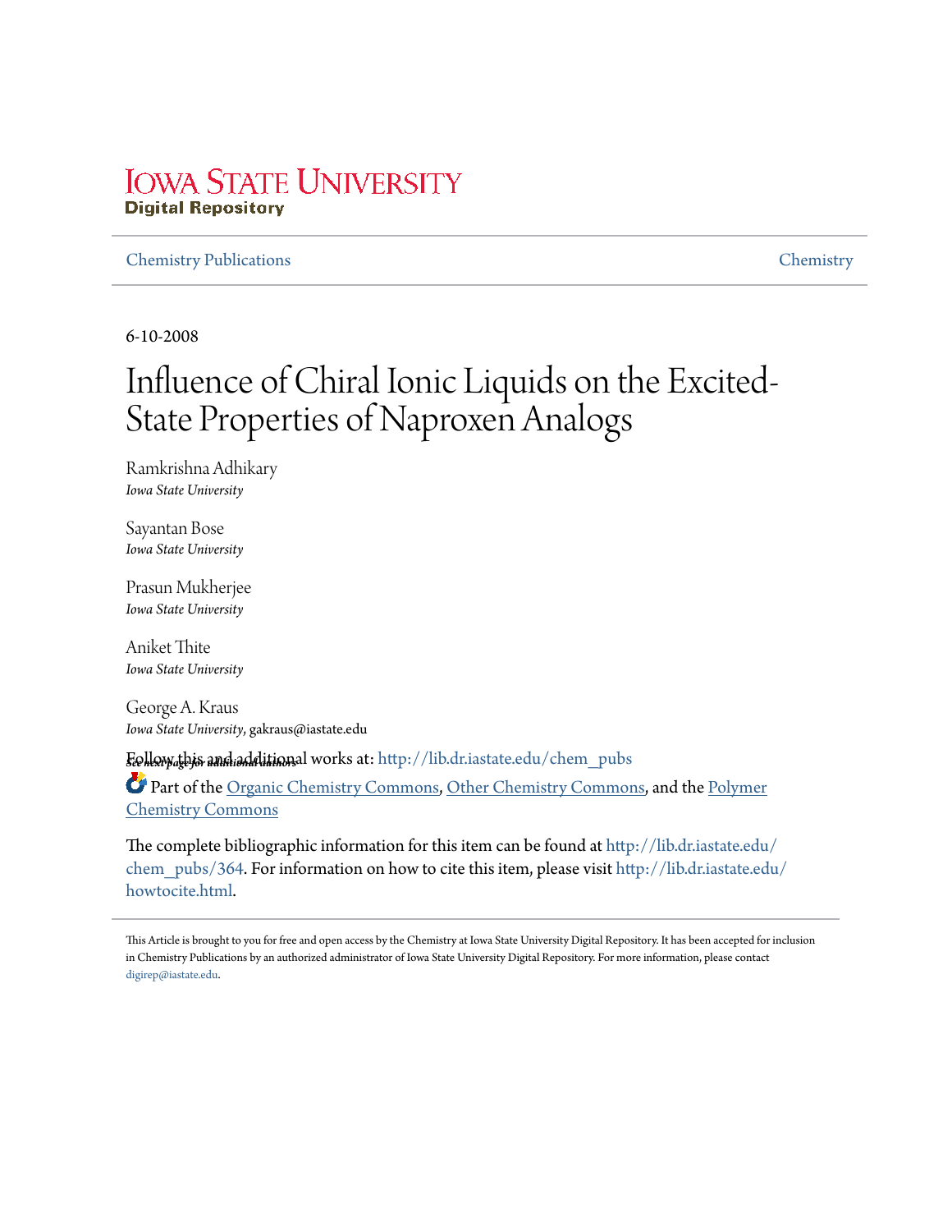Iowa State University
**Digital Repository**

Chemistry Publications | Chemistry

6-10-2008

# Influence of Chiral Ionic Liquids on the Excited-State Properties of Naproxen Analogs

Ramkrishna Adhikary
*Iowa State University*

Sayantan Bose
*Iowa State University*

Prasun Mukherjee
*Iowa State University*

Aniket Thite
*Iowa State University*

George A. Kraus
*Iowa State University*, gakraus@iastate.edu

*See next page for additional authors*

Follow this and additional works at: http://lib.dr.iastate.edu/chem_pubs

Part of the Organic Chemistry Commons, Other Chemistry Commons, and the Polymer Chemistry Commons

The complete bibliographic information for this item can be found at http://lib.dr.iastate.edu/chem_pubs/364. For information on how to cite this item, please visit http://lib.dr.iastate.edu/howtocite.html.

This Article is brought to you for free and open access by the Chemistry at Iowa State University Digital Repository. It has been accepted for inclusion in Chemistry Publications by an authorized administrator of Iowa State University Digital Repository. For more information, please contact digirep@iastate.edu.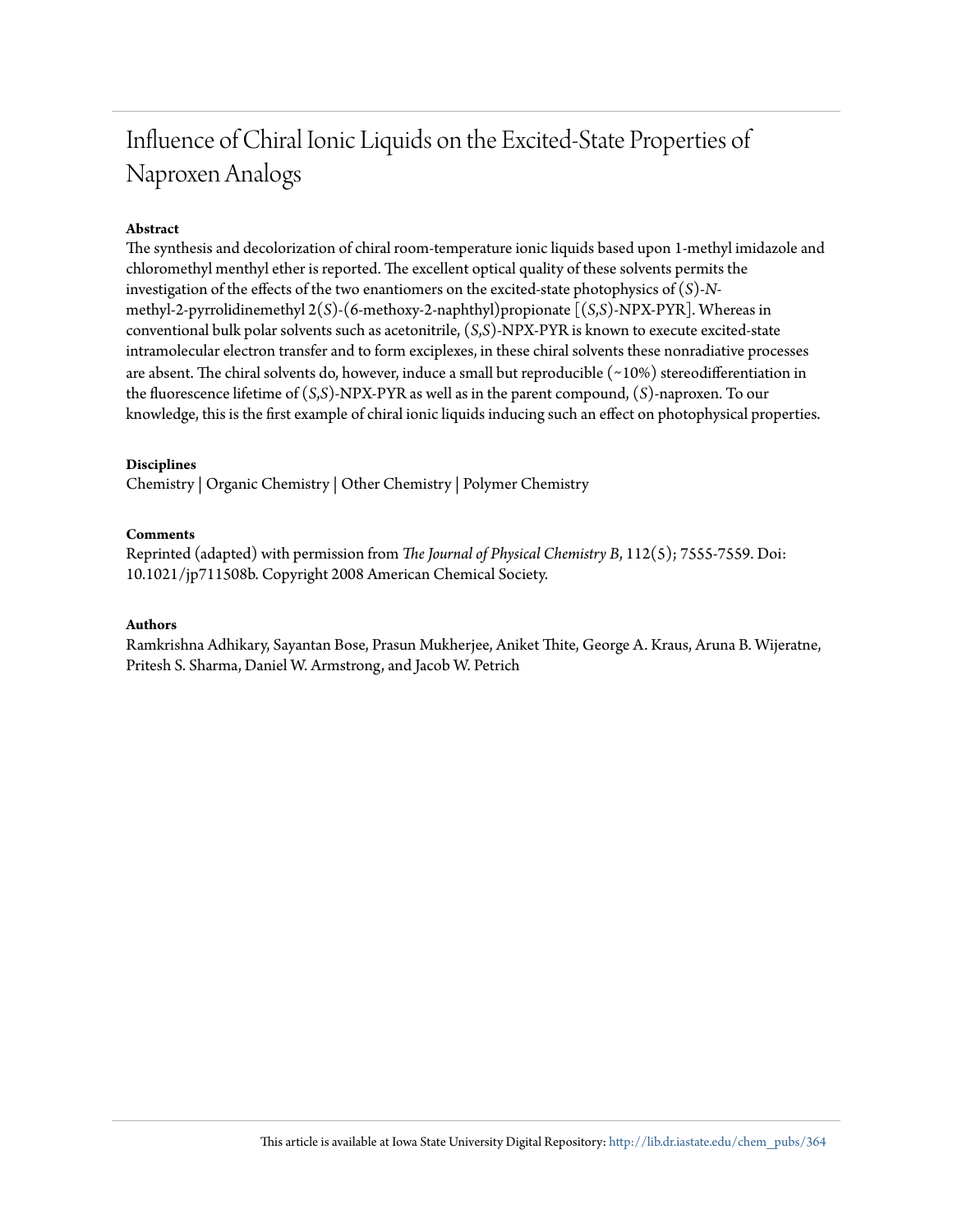# Influence of Chiral Ionic Liquids on the Excited-State Properties of Naproxen Analogs

**Abstract**

The synthesis and decolorization of chiral room-temperature ionic liquids based upon 1-methyl imidazole and chloromethyl menthyl ether is reported. The excellent optical quality of these solvents permits the investigation of the effects of the two enantiomers on the excited-state photophysics of (*S*)-*N*-methyl-2-pyrrolidinemethyl 2(*S*)-(6-methoxy-2-naphthyl)propionate [(*S*,*S*)-NPX-PYR]. Whereas in conventional bulk polar solvents such as acetonitrile, (*S*,*S*)-NPX-PYR is known to execute excited-state intramolecular electron transfer and to form exciplexes, in these chiral solvents these nonradiative processes are absent. The chiral solvents do, however, induce a small but reproducible (~10%) stereodifferentiation in the fluorescence lifetime of (*S*,*S*)-NPX-PYR as well as in the parent compound, (*S*)-naproxen. To our knowledge, this is the first example of chiral ionic liquids inducing such an effect on photophysical properties.

**Disciplines**

Chemistry | Organic Chemistry | Other Chemistry | Polymer Chemistry

**Comments**

Reprinted (adapted) with permission from *The Journal of Physical Chemistry B*, 112(5); 7555-7559. Doi: 10.1021/jp711508b. Copyright 2008 American Chemical Society.

**Authors**

Ramkrishna Adhikary, Sayantan Bose, Prasun Mukherjee, Aniket Thite, George A. Kraus, Aruna B. Wijeratne, Pritesh S. Sharma, Daniel W. Armstrong, and Jacob W. Petrich

This article is available at Iowa State University Digital Repository: http://lib.dr.iastate.edu/chem_pubs/364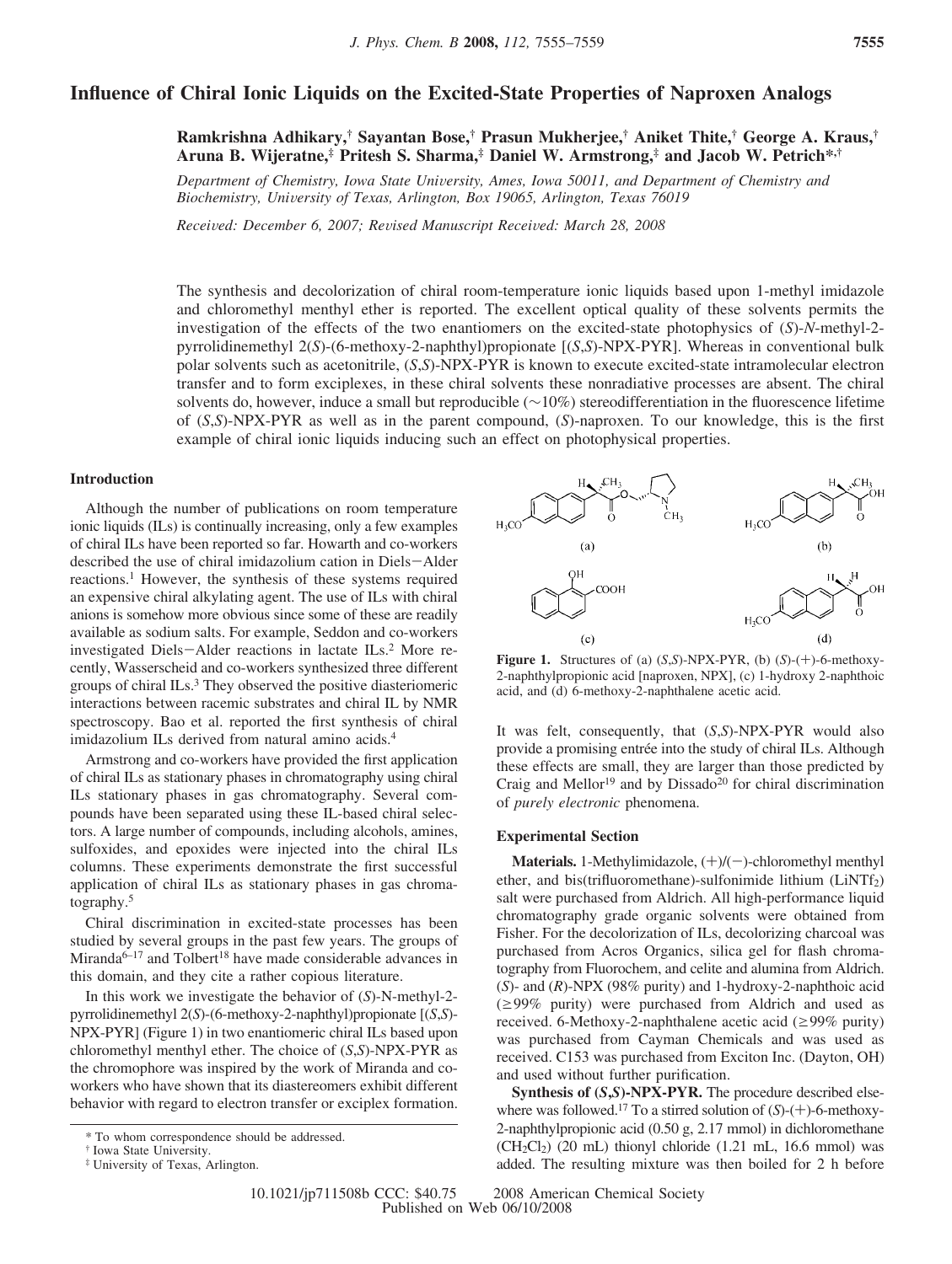# Influence of Chiral Ionic Liquids on the Excited-State Properties of Naproxen Analogs

**Ramkrishna Adhikary,† Sayantan Bose,† Prasun Mukherjee,† Aniket Thite,† George A. Kraus,† Aruna B. Wijeratne,‡ Pritesh S. Sharma,‡ Daniel W. Armstrong,‡ and Jacob W. Petrich\*,†**

*Department of Chemistry, Iowa State University, Ames, Iowa 50011, and Department of Chemistry and Biochemistry, University of Texas, Arlington, Box 19065, Arlington, Texas 76019*

*Received: December 6, 2007; Revised Manuscript Received: March 28, 2008*

The synthesis and decolorization of chiral room-temperature ionic liquids based upon 1-methyl imidazole and chloromethyl menthyl ether is reported. The excellent optical quality of these solvents permits the investigation of the effects of the two enantiomers on the excited-state photophysics of (*S*)-*N*-methyl-2-pyrrolidinemethyl 2(*S*)-(6-methoxy-2-naphthyl)propionate [(*S*,*S*)-NPX-PYR]. Whereas in conventional bulk polar solvents such as acetonitrile, (*S*,*S*)-NPX-PYR is known to execute excited-state intramolecular electron transfer and to form exciplexes, in these chiral solvents these nonradiative processes are absent. The chiral solvents do, however, induce a small but reproducible (~10%) stereodifferentiation in the fluorescence lifetime of (*S*,*S*)-NPX-PYR as well as in the parent compound, (*S*)-naproxen. To our knowledge, this is the first example of chiral ionic liquids inducing such an effect on photophysical properties.

## Introduction

Although the number of publications on room temperature ionic liquids (ILs) is continually increasing, only a few examples of chiral ILs have been reported so far. Howarth and co-workers described the use of chiral imidazolium cation in Diels−Alder reactions.[1] However, the synthesis of these systems required an expensive chiral alkylating agent. The use of ILs with chiral anions is somehow more obvious since some of these are readily available as sodium salts. For example, Seddon and co-workers investigated Diels−Alder reactions in lactate ILs.[2] More recently, Wasserscheid and co-workers synthesized three different groups of chiral ILs.[3] They observed the positive diasteriomeric interactions between racemic substrates and chiral IL by NMR spectroscopy. Bao et al. reported the first synthesis of chiral imidazolium ILs derived from natural amino acids.[4]

Armstrong and co-workers have provided the first application of chiral ILs as stationary phases in chromatography using chiral ILs stationary phases in gas chromatography. Several compounds have been separated using these IL-based chiral selectors. A large number of compounds, including alcohols, amines, sulfoxides, and epoxides were injected into the chiral ILs columns. These experiments demonstrate the first successful application of chiral ILs as stationary phases in gas chromatography.[5]

Chiral discrimination in excited-state processes has been studied by several groups in the past few years. The groups of Miranda[6–17] and Tolbert[18] have made considerable advances in this domain, and they cite a rather copious literature.

In this work we investigate the behavior of (*S*)-N-methyl-2-pyrrolidinemethyl 2(*S*)-(6-methoxy-2-naphthyl)propionate [(*S*,*S*)-NPX-PYR] (Figure 1) in two enantiomeric chiral ILs based upon chloromethyl menthyl ether. The choice of (*S*,*S*)-NPX-PYR as the chromophore was inspired by the work of Miranda and co-workers who have shown that its diastereomers exhibit different behavior with regard to electron transfer or exciplex formation.

**Figure 1.** Structures of (a) (*S*,*S*)-NPX-PYR, (b) (*S*)-(+)-6-methoxy-2-naphthylpropionic acid [naproxen, NPX], (c) 1-hydroxy 2-naphthoic acid, and (d) 6-methoxy-2-naphthalene acetic acid.

It was felt, consequently, that (*S*,*S*)-NPX-PYR would also provide a promising entrée into the study of chiral ILs. Although these effects are small, they are larger than those predicted by Craig and Mellor[19] and by Dissado[20] for chiral discrimination of *purely electronic* phenomena.

## Experimental Section

**Materials.** 1-Methylimidazole, (+)/(−)-chloromethyl menthyl ether, and bis(trifluoromethane)-sulfonimide lithium ($LiNTf_2$) salt were purchased from Aldrich. All high-performance liquid chromatography grade organic solvents were obtained from Fisher. For the decolorization of ILs, decolorizing charcoal was purchased from Acros Organics, silica gel for flash chromatography from Fluorochem, and celite and alumina from Aldrich. (*S*)- and (*R*)-NPX (98% purity) and 1-hydroxy-2-naphthoic acid (≥99% purity) were purchased from Aldrich and used as received. 6-Methoxy-2-naphthalene acetic acid (≥99% purity) was purchased from Cayman Chemicals and was used as received. C153 was purchased from Exciton Inc. (Dayton, OH) and used without further purification.

**Synthesis of (*S*,*S*)-NPX-PYR.** The procedure described elsewhere was followed.[17] To a stirred solution of (*S*)-(+)-6-methoxy-2-naphthylpropionic acid (0.50 g, 2.17 mmol) in dichloromethane ($CH_2Cl_2$) (20 mL) thionyl chloride (1.21 mL, 16.6 mmol) was added. The resulting mixture was then boiled for 2 h before

\* To whom correspondence should be addressed.

† Iowa State University.

‡ University of Texas, Arlington.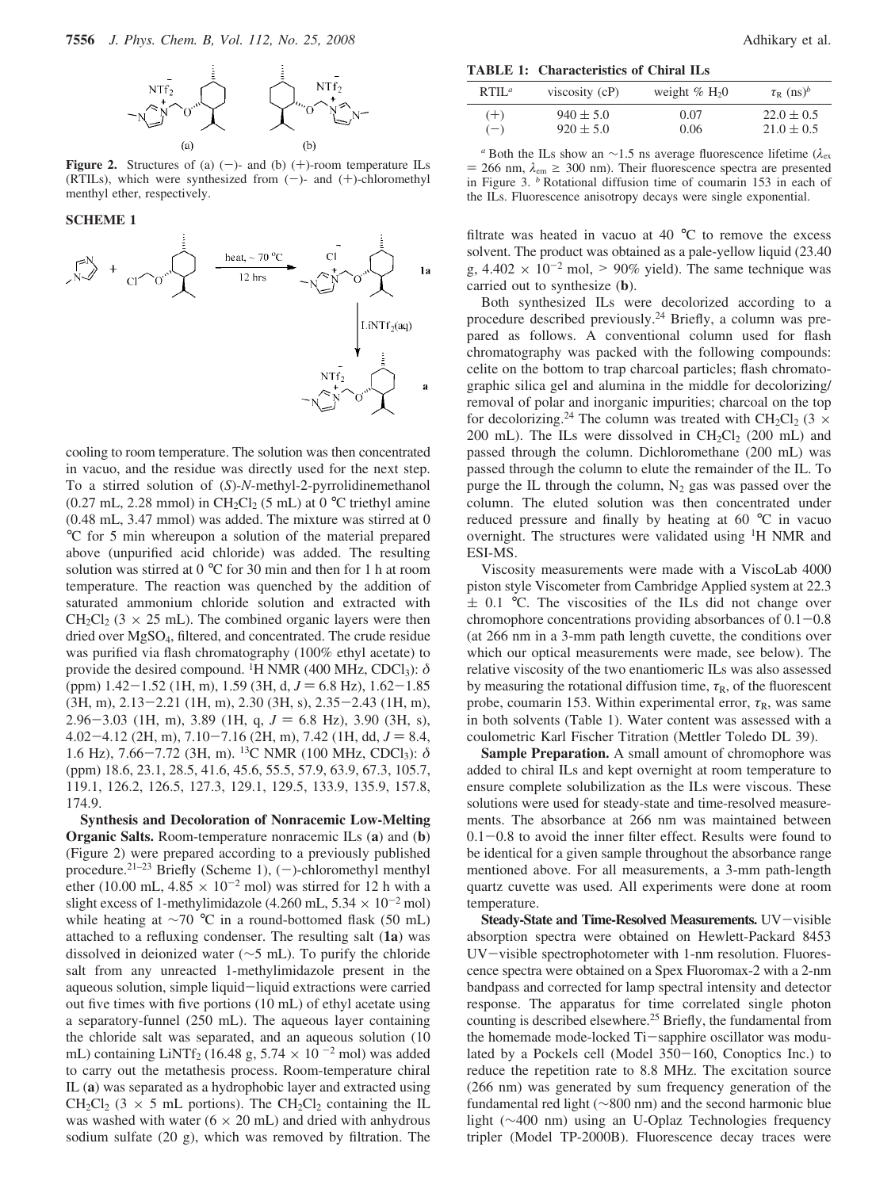**Figure 2.** Structures of (a) (−)- and (b) (+)-room temperature ILs (RTILs), which were synthesized from (−)- and (+)-chloromethyl menthyl ether, respectively.

**SCHEME 1**

cooling to room temperature. The solution was then concentrated in vacuo, and the residue was directly used for the next step. To a stirred solution of (*S*)-*N*-methyl-2-pyrrolidinemethanol (0.27 mL, 2.28 mmol) in $CH_2Cl_2$ (5 mL) at 0 °C triethyl amine (0.48 mL, 3.47 mmol) was added. The mixture was stirred at 0 °C for 5 min whereupon a solution of the material prepared above (unpurified acid chloride) was added. The resulting solution was stirred at 0 °C for 30 min and then for 1 h at room temperature. The reaction was quenched by the addition of saturated ammonium chloride solution and extracted with $CH_2Cl_2$ (3 × 25 mL). The combined organic layers were then dried over $MgSO_4$, filtered, and concentrated. The crude residue was purified via flash chromatography (100% ethyl acetate) to provide the desired compound. $^1$H NMR (400 MHz, $CDCl_3$): $\delta$ (ppm) 1.42−1.52 (1H, m), 1.59 (3H, d, $J$ = 6.8 Hz), 1.62−1.85 (3H, m), 2.13−2.21 (1H, m), 2.30 (3H, s), 2.35−2.43 (1H, m), 2.96−3.03 (1H, m), 3.89 (1H, q, $J$ = 6.8 Hz), 3.90 (3H, s), 4.02−4.12 (2H, m), 7.10−7.16 (2H, m), 7.42 (1H, dd, $J$ = 8.4, 1.6 Hz), 7.66−7.72 (3H, m). $^{13}$C NMR (100 MHz, $CDCl_3$): $\delta$ (ppm) 18.6, 23.1, 28.5, 41.6, 45.6, 55.5, 57.9, 63.9, 67.3, 105.7, 119.1, 126.2, 126.5, 127.3, 129.1, 129.5, 133.9, 135.9, 157.8, 174.9.

**Synthesis and Decoloration of Nonracemic Low-Melting Organic Salts.** Room-temperature nonracemic ILs (**a**) and (**b**) (Figure 2) were prepared according to a previously published procedure.[21–23] Briefly (Scheme 1), (−)-chloromethyl menthyl ether (10.00 mL, 4.85 × $10^{-2}$ mol) was stirred for 12 h with a slight excess of 1-methylimidazole (4.260 mL, 5.34 × $10^{-2}$ mol) while heating at ~70 °C in a round-bottomed flask (50 mL) attached to a refluxing condenser. The resulting salt (**1a**) was dissolved in deionized water (~5 mL). To purify the chloride salt from any unreacted 1-methylimidazole present in the aqueous solution, simple liquid−liquid extractions were carried out five times with five portions (10 mL) of ethyl acetate using a separatory-funnel (250 mL). The aqueous layer containing the chloride salt was separated, and an aqueous solution (10 mL) containing $LiNTf_2$ (16.48 g, 5.74 × $10^{-2}$ mol) was added to carry out the metathesis process. Room-temperature chiral IL (**a**) was separated as a hydrophobic layer and extracted using $CH_2Cl_2$ (3 × 5 mL portions). The $CH_2Cl_2$ containing the IL was washed with water (6 × 20 mL) and dried with anhydrous sodium sulfate (20 g), which was removed by filtration. The filtrate was heated in vacuo at 40 °C to remove the excess solvent. The product was obtained as a pale-yellow liquid (23.40 g, 4.402 × $10^{-2}$ mol, > 90% yield). The same technique was carried out to synthesize (**b**).

**TABLE 1: Characteristics of Chiral ILs**

| RTIL[a] | viscosity (cP) | weight % $H_2O$ | $\tau_R$ (ns)[b] |
|---|---|---|---|
| (+) | 940 ± 5.0 | 0.07 | 22.0 ± 0.5 |
| (−) | 920 ± 5.0 | 0.06 | 21.0 ± 0.5 |

[a] Both the ILs show an ~1.5 ns average fluorescence lifetime ($\lambda_{ex}$ = 266 nm, $\lambda_{em}$ ≥ 300 nm). Their fluorescence spectra are presented in Figure 3. [b] Rotational diffusion time of coumarin 153 in each of the ILs. Fluorescence anisotropy decays were single exponential.

Both synthesized ILs were decolorized according to a procedure described previously.[24] Briefly, a column was prepared as follows. A conventional column used for flash chromatography was packed with the following compounds: celite on the bottom to trap charcoal particles; flash chromatographic silica gel and alumina in the middle for decolorizing/removal of polar and inorganic impurities; charcoal on the top for decolorizing.[24] The column was treated with $CH_2Cl_2$ (3 × 200 mL). The ILs were dissolved in $CH_2Cl_2$ (200 mL) and passed through the column. Dichloromethane (200 mL) was passed through the column to elute the remainder of the IL. To purge the IL through the column, $N_2$ gas was passed over the column. The eluted solution was then concentrated under reduced pressure and finally by heating at 60 °C in vacuo overnight. The structures were validated using $^1$H NMR and ESI-MS.

Viscosity measurements were made with a ViscoLab 4000 piston style Viscometer from Cambridge Applied system at 22.3 ± 0.1 °C. The viscosities of the ILs did not change over chromophore concentrations providing absorbances of 0.1−0.8 (at 266 nm in a 3-mm path length cuvette, the conditions over which our optical measurements were made, see below). The relative viscosity of the two enantiomeric ILs was also assessed by measuring the rotational diffusion time, $\tau_R$, of the fluorescent probe, coumarin 153. Within experimental error, $\tau_R$, was same in both solvents (Table 1). Water content was assessed with a coulometric Karl Fischer Titration (Mettler Toledo DL 39).

**Sample Preparation.** A small amount of chromophore was added to chiral ILs and kept overnight at room temperature to ensure complete solubilization as the ILs were viscous. These solutions were used for steady-state and time-resolved measurements. The absorbance at 266 nm was maintained between 0.1−0.8 to avoid the inner filter effect. Results were found to be identical for a given sample throughout the absorbance range mentioned above. For all measurements, a 3-mm path-length quartz cuvette was used. All experiments were done at room temperature.

**Steady-State and Time-Resolved Measurements.** UV−visible absorption spectra were obtained on Hewlett-Packard 8453 UV−visible spectrophotometer with 1-nm resolution. Fluorescence spectra were obtained on a Spex Fluoromax-2 with a 2-nm bandpass and corrected for lamp spectral intensity and detector response. The apparatus for time correlated single photon counting is described elsewhere.[25] Briefly, the fundamental from the homemade mode-locked Ti−sapphire oscillator was modulated by a Pockels cell (Model 350−160, Conoptics Inc.) to reduce the repetition rate to 8.8 MHz. The excitation source (266 nm) was generated by sum frequency generation of the fundamental red light (~800 nm) and the second harmonic blue light (~400 nm) using an U-Oplaz Technologies frequency tripler (Model TP-2000B). Fluorescence decay traces were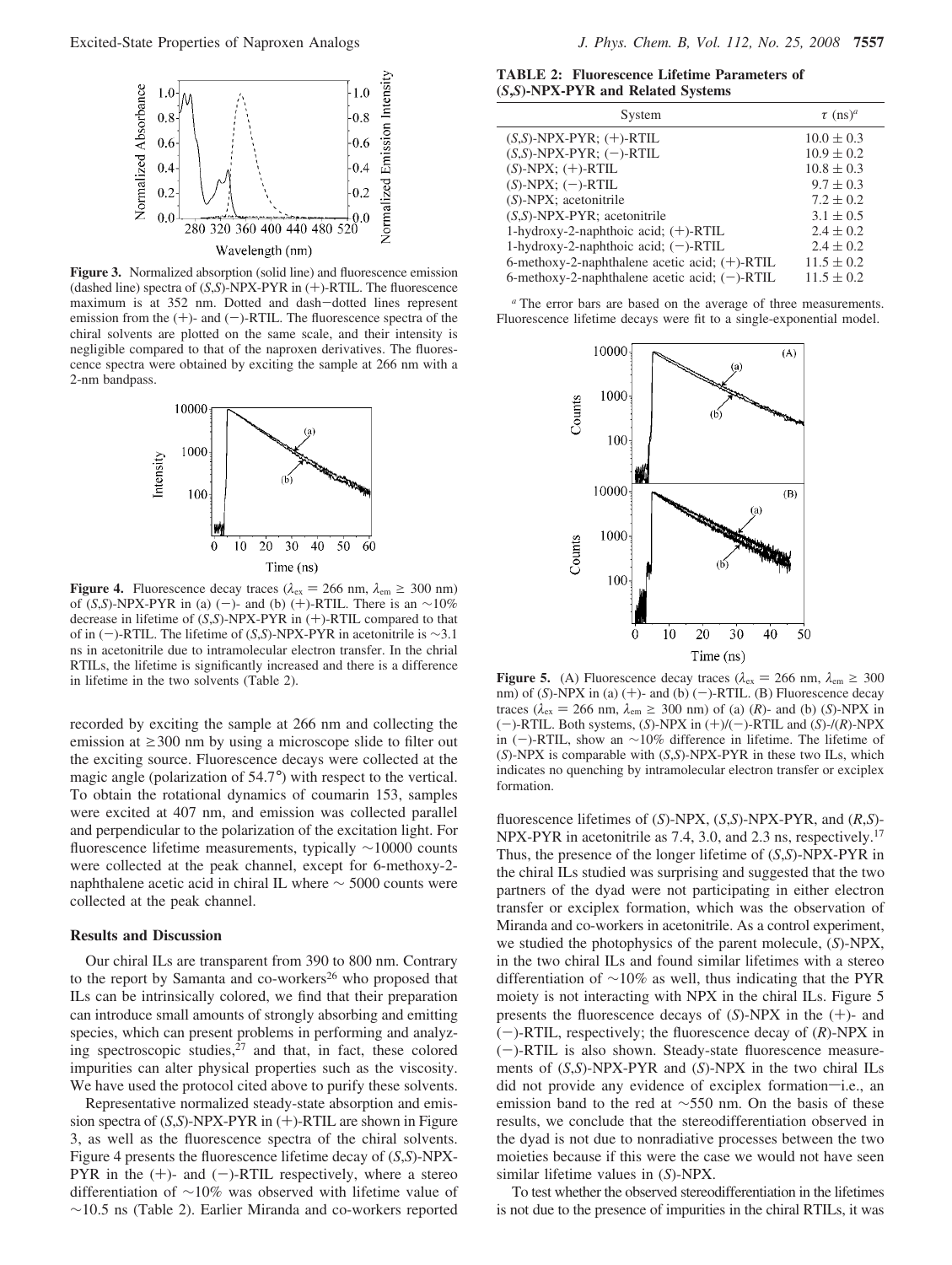**Figure 3.** Normalized absorption (solid line) and fluorescence emission (dashed line) spectra of (*S*,*S*)-NPX-PYR in (+)-RTIL. The fluorescence maximum is at 352 nm. Dotted and dash−dotted lines represent emission from the (+)- and (−)-RTIL. The fluorescence spectra of the chiral solvents are plotted on the same scale, and their intensity is negligible compared to that of the naproxen derivatives. The fluorescence spectra were obtained by exciting the sample at 266 nm with a 2-nm bandpass.

**Figure 4.** Fluorescence decay traces ($\lambda_{ex}$ = 266 nm, $\lambda_{em} \geq$ 300 nm) of (*S*,*S*)-NPX-PYR in (a) (−)- and (b) (+)-RTIL. There is an ~10% decrease in lifetime of (*S*,*S*)-NPX-PYR in (+)-RTIL compared to that of in (−)-RTIL. The lifetime of (*S*,*S*)-NPX-PYR in acetonitrile is ~3.1 ns in acetonitrile due to intramolecular electron transfer. In the chrial RTILs, the lifetime is significantly increased and there is a difference in lifetime in the two solvents (Table 2).

recorded by exciting the sample at 266 nm and collecting the emission at ≥300 nm by using a microscope slide to filter out the exciting source. Fluorescence decays were collected at the magic angle (polarization of 54.7°) with respect to the vertical. To obtain the rotational dynamics of coumarin 153, samples were excited at 407 nm, and emission was collected parallel and perpendicular to the polarization of the excitation light. For fluorescence lifetime measurements, typically ~10000 counts were collected at the peak channel, except for 6-methoxy-2-naphthalene acetic acid in chiral IL where ~ 5000 counts were collected at the peak channel.

## Results and Discussion

Our chiral ILs are transparent from 390 to 800 nm. Contrary to the report by Samanta and co-workers[26] who proposed that ILs can be intrinsically colored, we find that their preparation can introduce small amounts of strongly absorbing and emitting species, which can present problems in performing and analyzing spectroscopic studies,[27] and that, in fact, these colored impurities can alter physical properties such as the viscosity. We have used the protocol cited above to purify these solvents.

Representative normalized steady-state absorption and emission spectra of (*S*,*S*)-NPX-PYR in (+)-RTIL are shown in Figure 3, as well as the fluorescence spectra of the chiral solvents. Figure 4 presents the fluorescence lifetime decay of (*S*,*S*)-NPX-PYR in the (+)- and (−)-RTIL respectively, where a stereo differentiation of ~10% was observed with lifetime value of ~10.5 ns (Table 2). Earlier Miranda and co-workers reported

**TABLE 2: Fluorescence Lifetime Parameters of (*S*,*S*)-NPX-PYR and Related Systems**

| System | $\tau$ (ns)[a] |
|---|---|
| (*S*,*S*)-NPX-PYR; (+)-RTIL | 10.0 ± 0.3 |
| (*S*,*S*)-NPX-PYR; (−)-RTIL | 10.9 ± 0.2 |
| (*S*)-NPX; (+)-RTIL | 10.8 ± 0.3 |
| (*S*)-NPX; (−)-RTIL | 9.7 ± 0.3 |
| (*S*)-NPX; acetonitrile | 7.2 ± 0.2 |
| (*S*,*S*)-NPX-PYR; acetonitrile | 3.1 ± 0.5 |
| 1-hydroxy-2-naphthoic acid; (+)-RTIL | 2.4 ± 0.2 |
| 1-hydroxy-2-naphthoic acid; (−)-RTIL | 2.4 ± 0.2 |
| 6-methoxy-2-naphthalene acetic acid; (+)-RTIL | 11.5 ± 0.2 |
| 6-methoxy-2-naphthalene acetic acid; (−)-RTIL | 11.5 ± 0.2 |

[a] The error bars are based on the average of three measurements. Fluorescence lifetime decays were fit to a single-exponential model.

**Figure 5.** (A) Fluorescence decay traces ($\lambda_{ex}$ = 266 nm, $\lambda_{em} \geq$ 300 nm) of (*S*)-NPX in (a) (+)- and (b) (−)-RTIL. (B) Fluorescence decay traces ($\lambda_{ex}$ = 266 nm, $\lambda_{em} \geq$ 300 nm) of (a) (*R*)- and (b) (*S*)-NPX in (−)-RTIL. Both systems, (*S*)-NPX in (+)/(−)-RTIL and (*S*)-/(*R*)-NPX in (−)-RTIL, show an ~10% difference in lifetime. The lifetime of (*S*)-NPX is comparable with (*S*,*S*)-NPX-PYR in these two ILs, which indicates no quenching by intramolecular electron transfer or exciplex formation.

fluorescence lifetimes of (*S*)-NPX, (*S*,*S*)-NPX-PYR, and (*R*,*S*)-NPX-PYR in acetonitrile as 7.4, 3.0, and 2.3 ns, respectively.[17] Thus, the presence of the longer lifetime of (*S*,*S*)-NPX-PYR in the chiral ILs studied was surprising and suggested that the two partners of the dyad were not participating in either electron transfer or exciplex formation, which was the observation of Miranda and co-workers in acetonitrile. As a control experiment, we studied the photophysics of the parent molecule, (*S*)-NPX, in the two chiral ILs and found similar lifetimes with a stereo differentiation of ~10% as well, thus indicating that the PYR moiety is not interacting with NPX in the chiral ILs. Figure 5 presents the fluorescence decays of (*S*)-NPX in the (+)- and (−)-RTIL, respectively; the fluorescence decay of (*R*)-NPX in (−)-RTIL is also shown. Steady-state fluorescence measurements of (*S*,*S*)-NPX-PYR and (*S*)-NPX in the two chiral ILs did not provide any evidence of exciplex formation—i.e., an emission band to the red at ~550 nm. On the basis of these results, we conclude that the stereodifferentiation observed in the dyad is not due to nonradiative processes between the two moieties because if this were the case we would not have seen similar lifetime values in (*S*)-NPX.

To test whether the observed stereodifferentiation in the lifetimes is not due to the presence of impurities in the chiral RTILs, it was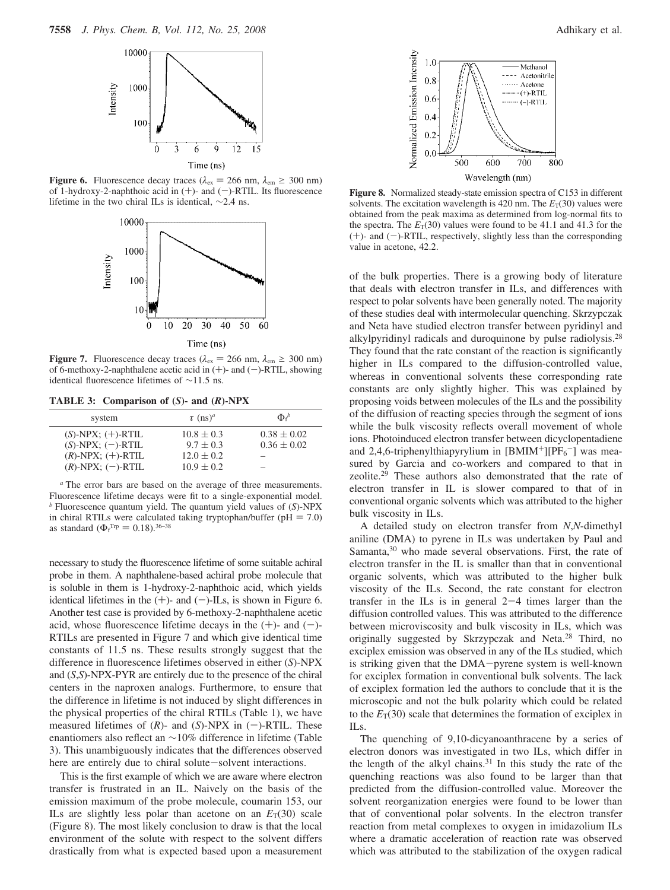**Figure 6.** Fluorescence decay traces ($\lambda_{ex}$ = 266 nm, $\lambda_{em} \geq$ 300 nm) of 1-hydroxy-2-naphthoic acid in (+)- and (−)-RTIL. Its fluorescence lifetime in the two chiral ILs is identical, ~2.4 ns.

**Figure 7.** Fluorescence decay traces ($\lambda_{ex}$ = 266 nm, $\lambda_{em} \geq$ 300 nm) of 6-methoxy-2-naphthalene acetic acid in (+)- and (−)-RTIL, showing identical fluorescence lifetimes of ~11.5 ns.

**TABLE 3: Comparison of (*S*)- and (*R*)-NPX**

| system | $\tau$ (ns)[a] | $\Phi_f$[b] |
|---|---|---|
| (*S*)-NPX; (+)-RTIL | 10.8 ± 0.3 | 0.38 ± 0.02 |
| (*S*)-NPX; (−)-RTIL | 9.7 ± 0.3 | 0.36 ± 0.02 |
| (*R*)-NPX; (+)-RTIL | 12.0 ± 0.2 | – |
| (*R*)-NPX; (−)-RTIL | 10.9 ± 0.2 | – |

[a] The error bars are based on the average of three measurements. Fluorescence lifetime decays were fit to a single-exponential model. [b] Fluorescence quantum yield. The quantum yield values of (*S*)-NPX in chiral RTILs were calculated taking tryptophan/buffer (pH = 7.0) as standard ($\Phi_f^{Trp}$ = 0.18).[36–38]

necessary to study the fluorescence lifetime of some suitable achiral probe in them. A naphthalene-based achiral probe molecule that is soluble in them is 1-hydroxy-2-naphthoic acid, which yields identical lifetimes in the (+)- and (−)-ILs, is shown in Figure 6. Another test case is provided by 6-methoxy-2-naphthalene acetic acid, whose fluorescence lifetime decays in the (+)- and (−)-RTILs are presented in Figure 7 and which give identical time constants of 11.5 ns. These results strongly suggest that the difference in fluorescence lifetimes observed in either (*S*)-NPX and (*S*,*S*)-NPX-PYR are entirely due to the presence of the chiral centers in the naproxen analogs. Furthermore, to ensure that the difference in lifetime is not induced by slight differences in the physical properties of the chiral RTILs (Table 1), we have measured lifetimes of (*R*)- and (*S*)-NPX in (−)-RTIL. These enantiomers also reflect an ~10% difference in lifetime (Table 3). This unambiguously indicates that the differences observed here are entirely due to chiral solute−solvent interactions.

This is the first example of which we are aware where electron transfer is frustrated in an IL. Naively on the basis of the emission maximum of the probe molecule, coumarin 153, our ILs are slightly less polar than acetone on an $E_T(30)$ scale (Figure 8). The most likely conclusion to draw is that the local environment of the solute with respect to the solvent differs drastically from what is expected based upon a measurement

**Figure 8.** Normalized steady-state emission spectra of C153 in different solvents. The excitation wavelength is 420 nm. The $E_T(30)$ values were obtained from the peak maxima as determined from log-normal fits to the spectra. The $E_T(30)$ values were found to be 41.1 and 41.3 for the (+)- and (−)-RTIL, respectively, slightly less than the corresponding value in acetone, 42.2.

of the bulk properties. There is a growing body of literature that deals with electron transfer in ILs, and differences with respect to polar solvents have been generally noted. The majority of these studies deal with intermolecular quenching. Skrzypczak and Neta have studied electron transfer between pyridinyl and alkylpyridinyl radicals and duroquinone by pulse radiolysis.[28] They found that the rate constant of the reaction is significantly higher in ILs compared to the diffusion-controlled value, whereas in conventional solvents these corresponding rate constants are only slightly higher. This was explained by proposing voids between molecules of the ILs and the possibility of the diffusion of reacting species through the segment of ions while the bulk viscosity reflects overall movement of whole ions. Photoinduced electron transfer between dicyclopentadiene and 2,4,6-triphenylthiapyrylium in [BMIM$^+$][PF$_6^-$] was measured by Garcia and co-workers and compared to that in zeolite.[29] These authors also demonstrated that the rate of electron transfer in IL is slower compared to that of in conventional organic solvents which was attributed to the higher bulk viscosity in ILs.

A detailed study on electron transfer from *N*,*N*-dimethyl aniline (DMA) to pyrene in ILs was undertaken by Paul and Samanta,[30] who made several observations. First, the rate of electron transfer in the IL is smaller than that in conventional organic solvents, which was attributed to the higher bulk viscosity of the ILs. Second, the rate constant for electron transfer in the ILs is in general 2−4 times larger than the diffusion controlled values. This was attributed to the difference between microviscosity and bulk viscosity in ILs, which was originally suggested by Skrzypczak and Neta.[28] Third, no exciplex emission was observed in any of the ILs studied, which is striking given that the DMA−pyrene system is well-known for exciplex formation in conventional bulk solvents. The lack of exciplex formation led the authors to conclude that it is the microscopic and not the bulk polarity which could be related to the $E_T(30)$ scale that determines the formation of exciplex in ILs.

The quenching of 9,10-dicyanoanthracene by a series of electron donors was investigated in two ILs, which differ in the length of the alkyl chains.[31] In this study the rate of the quenching reactions was also found to be larger than that predicted from the diffusion-controlled value. Moreover the solvent reorganization energies were found to be lower than that of conventional polar solvents. In the electron transfer reaction from metal complexes to oxygen in imidazolium ILs where a dramatic acceleration of reaction rate was observed which was attributed to the stabilization of the oxygen radical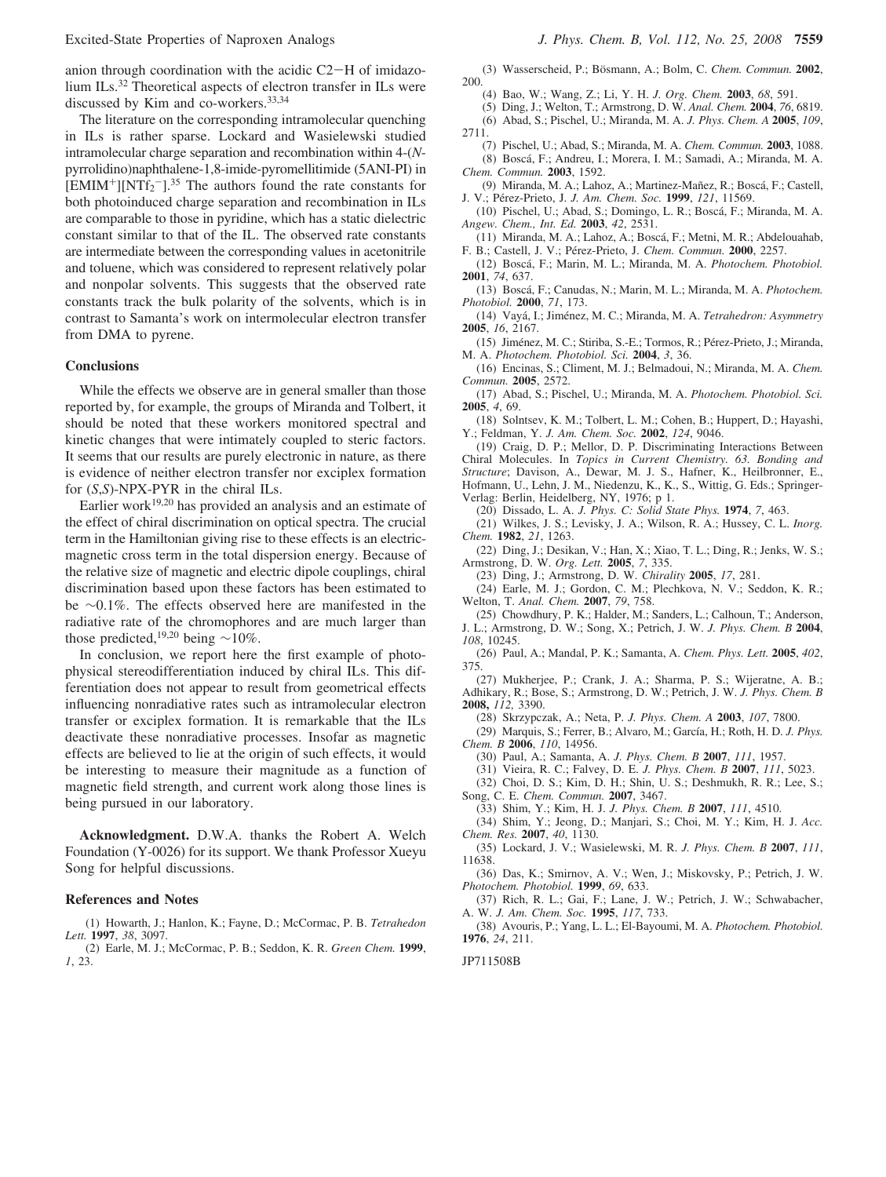anion through coordination with the acidic C2−H of imidazolium ILs.[32] Theoretical aspects of electron transfer in ILs were discussed by Kim and co-workers.[33,34]

The literature on the corresponding intramolecular quenching in ILs is rather sparse. Lockard and Wasielewski studied intramolecular charge separation and recombination within 4-(*N*-pyrrolidino)naphthalene-1,8-imide-pyromellitimide (5ANI-PI) in $[EMIM^+][NTf_2^-]$.[35] The authors found the rate constants for both photoinduced charge separation and recombination in ILs are comparable to those in pyridine, which has a static dielectric constant similar to that of the IL. The observed rate constants are intermediate between the corresponding values in acetonitrile and toluene, which was considered to represent relatively polar and nonpolar solvents. This suggests that the observed rate constants track the bulk polarity of the solvents, which is in contrast to Samanta's work on intermolecular electron transfer from DMA to pyrene.

## Conclusions

While the effects we observe are in general smaller than those reported by, for example, the groups of Miranda and Tolbert, it should be noted that these workers monitored spectral and kinetic changes that were intimately coupled to steric factors. It seems that our results are purely electronic in nature, as there is evidence of neither electron transfer nor exciplex formation for (*S*,*S*)-NPX-PYR in the chiral ILs.

Earlier work[19,20] has provided an analysis and an estimate of the effect of chiral discrimination on optical spectra. The crucial term in the Hamiltonian giving rise to these effects is an electric-magnetic cross term in the total dispersion energy. Because of the relative size of magnetic and electric dipole couplings, chiral discrimination based upon these factors has been estimated to be ∼0.1%. The effects observed here are manifested in the radiative rate of the chromophores and are much larger than those predicted,[19,20] being ∼10%.

In conclusion, we report here the first example of photophysical stereodifferentiation induced by chiral ILs. This differentiation does not appear to result from geometrical effects influencing nonradiative rates such as intramolecular electron transfer or exciplex formation. It is remarkable that the ILs deactivate these nonradiative processes. Insofar as magnetic effects are believed to lie at the origin of such effects, it would be interesting to measure their magnitude as a function of magnetic field strength, and current work along those lines is being pursued in our laboratory.

**Acknowledgment.** D.W.A. thanks the Robert A. Welch Foundation (Y-0026) for its support. We thank Professor Xueyu Song for helpful discussions.

## References and Notes

(1) Howarth, J.; Hanlon, K.; Fayne, D.; McCormac, P. B. *Tetrahedon Lett.* **1997**, *38*, 3097.

(2) Earle, M. J.; McCormac, P. B.; Seddon, K. R. *Green Chem.* **1999**, *1*, 23.

(3) Wasserscheid, P.; Bösmann, A.; Bolm, C. *Chem. Commun.* **2002**, 200.

(4) Bao, W.; Wang, Z.; Li, Y. H. *J. Org. Chem.* **2003**, *68*, 591.

(5) Ding, J.; Welton, T.; Armstrong, D. W. *Anal. Chem.* **2004**, *76*, 6819.

(6) Abad, S.; Pischel, U.; Miranda, M. A. *J. Phys. Chem. A* **2005**, *109*, 2711.

(7) Pischel, U.; Abad, S.; Miranda, M. A. *Chem. Commun.* **2003**, 1088.

(8) Boscá, F.; Andreu, I.; Morera, I. M.; Samadi, A.; Miranda, M. A. *Chem. Commun.* **2003**, 1592.

(9) Miranda, M. A.; Lahoz, A.; Martinez-Mañez, R.; Boscá, F.; Castell, J. V.; Pérez-Prieto, J. *J. Am. Chem. Soc.* **1999**, *121*, 11569.

(10) Pischel, U.; Abad, S.; Domingo, L. R.; Boscá, F.; Miranda, M. A. *Angew. Chem., Int. Ed.* **2003**, *42*, 2531.

(11) Miranda, M. A.; Lahoz, A.; Boscá, F.; Metni, M. R.; Abdelouahab, F. B.; Castell, J. V.; Pérez-Prieto, J. *Chem. Commun.* **2000**, 2257.

(12) Boscá, F.; Marin, M. L.; Miranda, M. A. *Photochem. Photobiol.* **2001**, *74*, 637.

(13) Boscá, F.; Canudas, N.; Marin, M. L.; Miranda, M. A. *Photochem. Photobiol.* **2000**, *71*, 173.

(14) Vayá, I.; Jiménez, M. C.; Miranda, M. A. *Tetrahedron: Asymmetry* **2005**, *16*, 2167.

(15) Jiménez, M. C.; Stiriba, S.-E.; Tormos, R.; Pérez-Prieto, J.; Miranda, M. A. *Photochem. Photobiol. Sci.* **2004**, *3*, 36.

(16) Encinas, S.; Climent, M. J.; Belmadoui, N.; Miranda, M. A. *Chem. Commun.* **2005**, 2572.

(17) Abad, S.; Pischel, U.; Miranda, M. A. *Photochem. Photobiol. Sci.* **2005**, *4*, 69.

(18) Solntsev, K. M.; Tolbert, L. M.; Cohen, B.; Huppert, D.; Hayashi, Y.; Feldman, Y. *J. Am. Chem. Soc.* **2002**, *124*, 9046.

(19) Craig, D. P.; Mellor, D. P. Discriminating Interactions Between Chiral Molecules. In *Topics in Current Chemistry. 63. Bonding and Structure*; Davison, A., Dewar, M. J. S., Hafner, K., Heilbronner, E., Hofmann, U., Lehn, J. M., Niedenzu, K., K., S., Wittig, G. Eds.; Springer-Verlag: Berlin, Heidelberg, NY, 1976; p 1.

(20) Dissado, L. A. *J. Phys. C: Solid State Phys.* **1974**, *7*, 463.

(21) Wilkes, J. S.; Levisky, J. A.; Wilson, R. A.; Hussey, C. L. *Inorg. Chem.* **1982**, *21*, 1263.

(22) Ding, J.; Desikan, V.; Han, X.; Xiao, T. L.; Ding, R.; Jenks, W. S.; Armstrong, D. W. *Org. Lett.* **2005**, *7*, 335.

(23) Ding, J.; Armstrong, D. W. *Chirality* **2005**, *17*, 281.

(24) Earle, M. J.; Gordon, C. M.; Plechkova, N. V.; Seddon, K. R.; Welton, T. *Anal. Chem.* **2007**, *79*, 758.

(25) Chowdhury, P. K.; Halder, M.; Sanders, L.; Calhoun, T.; Anderson, J. L.; Armstrong, D. W.; Song, X.; Petrich, J. W. *J. Phys. Chem. B* **2004**, *108*, 10245.

(26) Paul, A.; Mandal, P. K.; Samanta, A. *Chem. Phys. Lett.* **2005**, *402*, 375.

(27) Mukherjee, P.; Crank, J. A.; Sharma, P. S.; Wijeratne, A. B.; Adhikary, R.; Bose, S.; Armstrong, D. W.; Petrich, J. W. *J. Phys. Chem. B* **2008,** *112,* 3390.

(28) Skrzypczak, A.; Neta, P. *J. Phys. Chem. A* **2003**, *107*, 7800.

(29) Marquis, S.; Ferrer, B.; Alvaro, M.; García, H.; Roth, H. D. *J. Phys. Chem. B* **2006**, *110*, 14956.

(30) Paul, A.; Samanta, A. *J. Phys. Chem. B* **2007**, *111*, 1957.

(31) Vieira, R. C.; Falvey, D. E. *J. Phys. Chem. B* **2007**, *111*, 5023.

(32) Choi, D. S.; Kim, D. H.; Shin, U. S.; Deshmukh, R. R.; Lee, S.; Song, C. E. *Chem. Commun.* **2007**, 3467.

(33) Shim, Y.; Kim, H. J. *J. Phys. Chem. B* **2007**, *111*, 4510.

(34) Shim, Y.; Jeong, D.; Manjari, S.; Choi, M. Y.; Kim, H. J. *Acc. Chem. Res.* **2007**, *40*, 1130.

(35) Lockard, J. V.; Wasielewski, M. R. *J. Phys. Chem. B* **2007**, *111*, 11638.

(36) Das, K.; Smirnov, A. V.; Wen, J.; Miskovsky, P.; Petrich, J. W. *Photochem. Photobiol.* **1999**, *69*, 633.

(37) Rich, R. L.; Gai, F.; Lane, J. W.; Petrich, J. W.; Schwabacher, A. W. *J. Am. Chem. Soc.* **1995**, *117*, 733.

(38) Avouris, P.; Yang, L. L.; El-Bayoumi, M. A. *Photochem. Photobiol.* **1976**, *24*, 211.

JP711508B